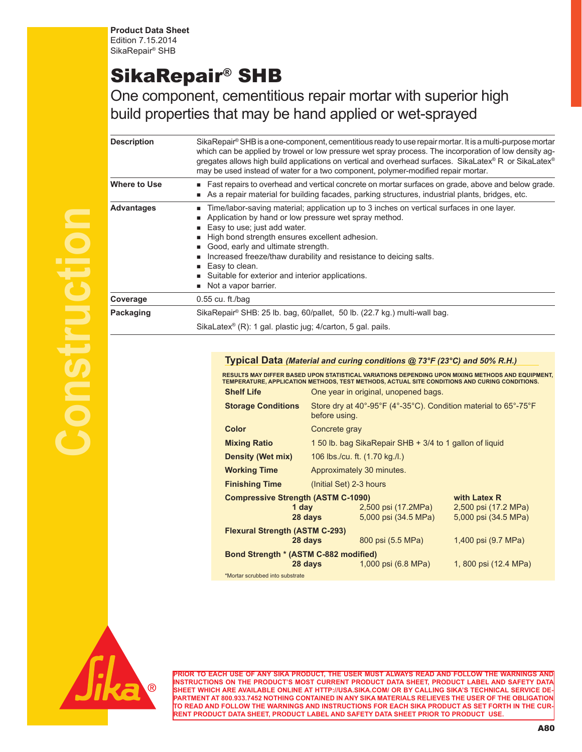**Product Data Sheet**
Edition 7.15.2014
SikaRepair® SHB

# SikaRepair® SHB

## One component, cementitious repair mortar with superior high build properties that may be hand applied or wet-sprayed

| | |
|---|---|
| **Description** | SikaRepair® SHB is a one-component, cementitious ready to use repair mortar. It is a multi-purpose mortar which can be applied by trowel or low pressure wet spray process. The incorporation of low density aggregates allows high build applications on vertical and overhead surfaces. SikaLatex® R or SikaLatex® may be used instead of water for a two component, polymer-modified repair mortar. |
| **Where to Use** | ■ Fast repairs to overhead and vertical concrete on mortar surfaces on grade, above and below grade.<br>■ As a repair material for building facades, parking structures, industrial plants, bridges, etc. |
| **Advantages** | ■ Time/labor-saving material; application up to 3 inches on vertical surfaces in one layer.<br>■ Application by hand or low pressure wet spray method.<br>■ Easy to use; just add water.<br>■ High bond strength ensures excellent adhesion.<br>■ Good, early and ultimate strength.<br>■ Increased freeze/thaw durability and resistance to deicing salts.<br>■ Easy to clean.<br>■ Suitable for exterior and interior applications.<br>■ Not a vapor barrier. |
| **Coverage** | 0.55 cu. ft./bag |
| **Packaging** | SikaRepair® SHB: 25 lb. bag, 60/pallet, 50 lb. (22.7 kg.) multi-wall bag.<br>SikaLatex® (R): 1 gal. plastic jug; 4/carton, 5 gal. pails. |

### Typical Data *(Material and curing conditions @ 73°F (23°C) and 50% R.H.)*

RESULTS MAY DIFFER BASED UPON STATISTICAL VARIATIONS DEPENDING UPON MIXING METHODS AND EQUIPMENT, TEMPERATURE, APPLICATION METHODS, TEST METHODS, ACTUAL SITE CONDITIONS AND CURING CONDITIONS.

| | |
|---|---|
| **Shelf Life** | One year in original, unopened bags. |
| **Storage Conditions** | Store dry at 40°-95°F (4°-35°C). Condition material to 65°-75°F before using. |
| **Color** | Concrete gray |
| **Mixing Ratio** | 1 50 lb. bag SikaRepair SHB + 3/4 to 1 gallon of liquid |
| **Density (Wet mix)** | 106 lbs./cu. ft. (1.70 kg./l.) |
| **Working Time** | Approximately 30 minutes. |
| **Finishing Time** | (Initial Set) 2-3 hours |

| | | with Latex R |
|---|---|---|
| **Compressive Strength (ASTM C-1090)** | | |
| **1 day** | 2,500 psi (17.2MPa) | 2,500 psi (17.2 MPa) |
| **28 days** | 5,000 psi (34.5 MPa) | 5,000 psi (34.5 MPa) |
| **Flexural Strength (ASTM C-293)** | | |
| **28 days** | 800 psi (5.5 MPa) | 1,400 psi (9.7 MPa) |
| **Bond Strength * (ASTM C-882 modified)** | | |
| **28 days** | 1,000 psi (6.8 MPa) | 1, 800 psi (12.4 MPa) |

*Mortar scrubbed into substrate

PRIOR TO EACH USE OF ANY SIKA PRODUCT, THE USER MUST ALWAYS READ AND FOLLOW THE WARNINGS AND INSTRUCTIONS ON THE PRODUCT'S MOST CURRENT PRODUCT DATA SHEET, PRODUCT LABEL AND SAFETY DATA SHEET WHICH ARE AVAILABLE ONLINE AT HTTP://USA.SIKA.COM/ OR BY CALLING SIKA'S TECHNICAL SERVICE DEPARTMENT AT 800.933.7452 NOTHING CONTAINED IN ANY SIKA MATERIALS RELIEVES THE USER OF THE OBLIGATION TO READ AND FOLLOW THE WARNINGS AND INSTRUCTIONS FOR EACH SIKA PRODUCT AS SET FORTH IN THE CURRENT PRODUCT DATA SHEET, PRODUCT LABEL AND SAFETY DATA SHEET PRIOR TO PRODUCT USE.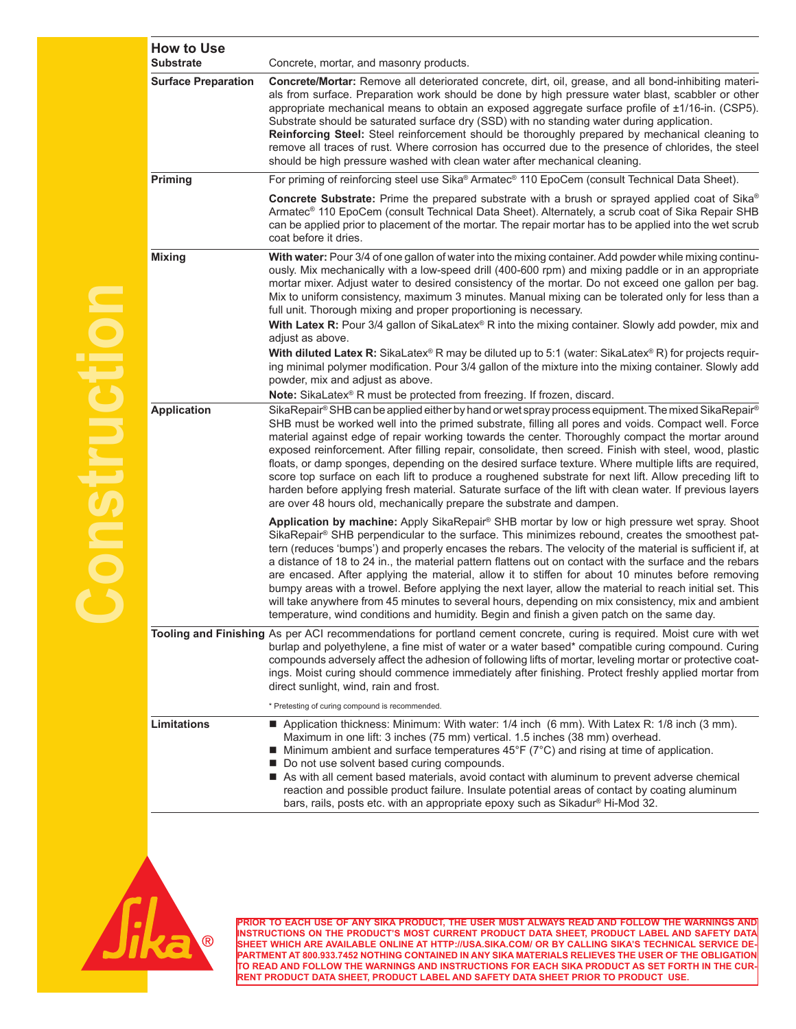## How to Use

**Substrate**

Concrete, mortar, and masonry products.

**Surface Preparation**

**Concrete/Mortar:** Remove all deteriorated concrete, dirt, oil, grease, and all bond-inhibiting materials from surface. Preparation work should be done by high pressure water blast, scabbler or other appropriate mechanical means to obtain an exposed aggregate surface profile of ±1/16-in. (CSP5). Substrate should be saturated surface dry (SSD) with no standing water during application.

**Reinforcing Steel:** Steel reinforcement should be thoroughly prepared by mechanical cleaning to remove all traces of rust. Where corrosion has occurred due to the presence of chlorides, the steel should be high pressure washed with clean water after mechanical cleaning.

**Priming**

For priming of reinforcing steel use Sika® Armatec® 110 EpoCem (consult Technical Data Sheet).

**Concrete Substrate:** Prime the prepared substrate with a brush or sprayed applied coat of Sika® Armatec® 110 EpoCem (consult Technical Data Sheet). Alternately, a scrub coat of Sika Repair SHB can be applied prior to placement of the mortar. The repair mortar has to be applied into the wet scrub coat before it dries.

**Mixing**

**With water:** Pour 3/4 of one gallon of water into the mixing container. Add powder while mixing continuously. Mix mechanically with a low-speed drill (400-600 rpm) and mixing paddle or in an appropriate mortar mixer. Adjust water to desired consistency of the mortar. Do not exceed one gallon per bag. Mix to uniform consistency, maximum 3 minutes. Manual mixing can be tolerated only for less than a full unit. Thorough mixing and proper proportioning is necessary.

**With Latex R:** Pour 3/4 gallon of SikaLatex® R into the mixing container. Slowly add powder, mix and adjust as above.

**With diluted Latex R:** SikaLatex® R may be diluted up to 5:1 (water: SikaLatex® R) for projects requiring minimal polymer modification. Pour 3/4 gallon of the mixture into the mixing container. Slowly add powder, mix and adjust as above.

**Note:** SikaLatex® R must be protected from freezing. If frozen, discard.

**Application**

SikaRepair® SHB can be applied either by hand or wet spray process equipment. The mixed SikaRepair® SHB must be worked well into the primed substrate, filling all pores and voids. Compact well. Force material against edge of repair working towards the center. Thoroughly compact the mortar around exposed reinforcement. After filling repair, consolidate, then screed. Finish with steel, wood, plastic floats, or damp sponges, depending on the desired surface texture. Where multiple lifts are required, score top surface on each lift to produce a roughened substrate for next lift. Allow preceding lift to harden before applying fresh material. Saturate surface of the lift with clean water. If previous layers are over 48 hours old, mechanically prepare the substrate and dampen.

**Application by machine:** Apply SikaRepair® SHB mortar by low or high pressure wet spray. Shoot SikaRepair® SHB perpendicular to the surface. This minimizes rebound, creates the smoothest pattern (reduces 'bumps') and properly encases the rebars. The velocity of the material is sufficient if, at a distance of 18 to 24 in., the material pattern flattens out on contact with the surface and the rebars are encased. After applying the material, allow it to stiffen for about 10 minutes before removing bumpy areas with a trowel. Before applying the next layer, allow the material to reach initial set. This will take anywhere from 45 minutes to several hours, depending on mix consistency, mix and ambient temperature, wind conditions and humidity. Begin and finish a given patch on the same day.

**Tooling and Finishing**

As per ACI recommendations for portland cement concrete, curing is required. Moist cure with wet burlap and polyethylene, a fine mist of water or a water based* compatible curing compound. Curing compounds adversely affect the adhesion of following lifts of mortar, leveling mortar or protective coatings. Moist curing should commence immediately after finishing. Protect freshly applied mortar from direct sunlight, wind, rain and frost.

\* Pretesting of curing compound is recommended.

**Limitations**

- Application thickness: Minimum: With water: 1/4 inch (6 mm). With Latex R: 1/8 inch (3 mm). Maximum in one lift: 3 inches (75 mm) vertical. 1.5 inches (38 mm) overhead.
- Minimum ambient and surface temperatures 45°F (7°C) and rising at time of application.
- Do not use solvent based curing compounds.
- As with all cement based materials, avoid contact with aluminum to prevent adverse chemical reaction and possible product failure. Insulate potential areas of contact by coating aluminum bars, rails, posts etc. with an appropriate epoxy such as Sikadur® Hi-Mod 32.

**PRIOR TO EACH USE OF ANY SIKA PRODUCT, THE USER MUST ALWAYS READ AND FOLLOW THE WARNINGS AND INSTRUCTIONS ON THE PRODUCT'S MOST CURRENT PRODUCT DATA SHEET, PRODUCT LABEL AND SAFETY DATA SHEET WHICH ARE AVAILABLE ONLINE AT HTTP://USA.SIKA.COM/ OR BY CALLING SIKA'S TECHNICAL SERVICE DEPARTMENT AT 800.933.7452 NOTHING CONTAINED IN ANY SIKA MATERIALS RELIEVES THE USER OF THE OBLIGATION TO READ AND FOLLOW THE WARNINGS AND INSTRUCTIONS FOR EACH SIKA PRODUCT AS SET FORTH IN THE CURRENT PRODUCT DATA SHEET, PRODUCT LABEL AND SAFETY DATA SHEET PRIOR TO PRODUCT USE.**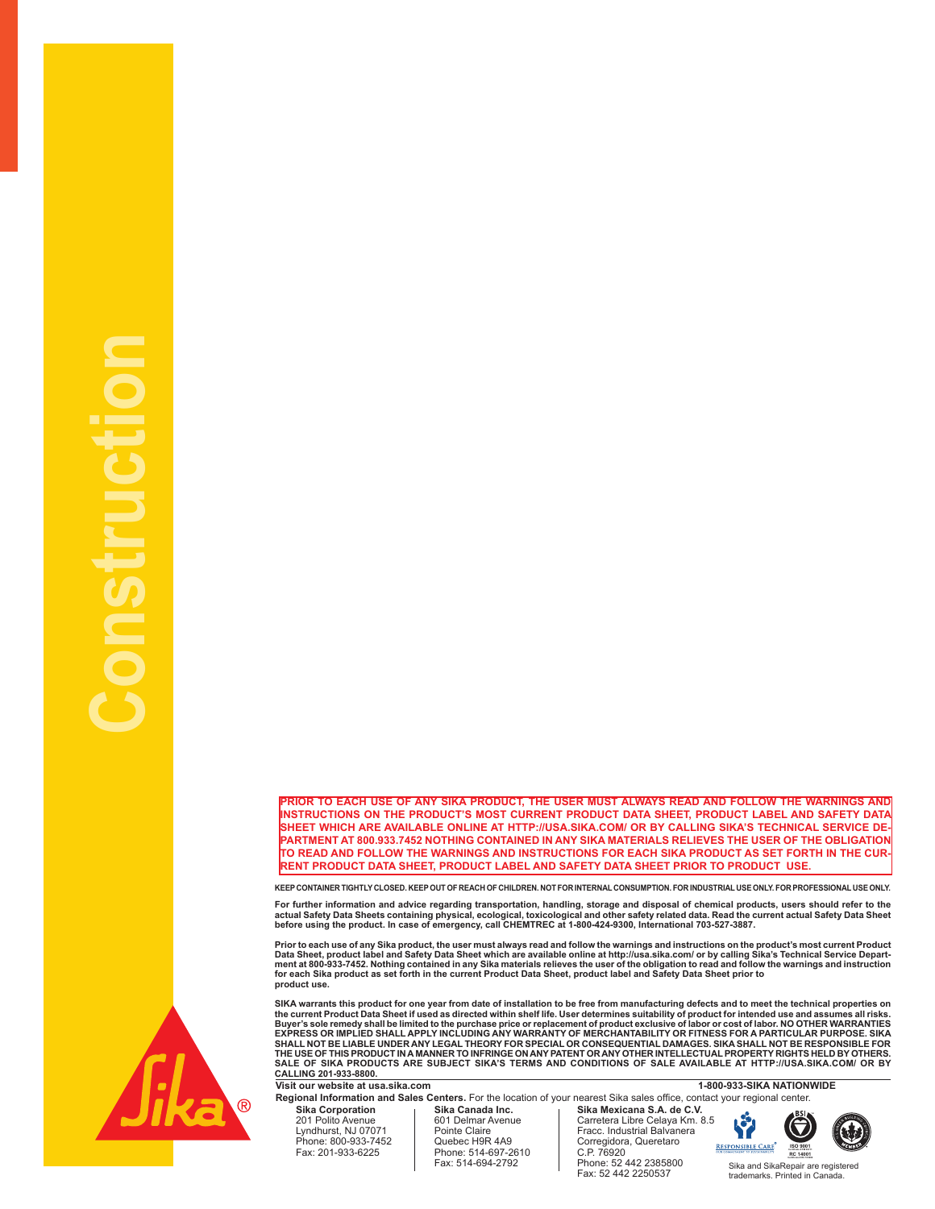**PRIOR TO EACH USE OF ANY SIKA PRODUCT, THE USER MUST ALWAYS READ AND FOLLOW THE WARNINGS AND INSTRUCTIONS ON THE PRODUCT'S MOST CURRENT PRODUCT DATA SHEET, PRODUCT LABEL AND SAFETY DATA SHEET WHICH ARE AVAILABLE ONLINE AT HTTP://USA.SIKA.COM/ OR BY CALLING SIKA'S TECHNICAL SERVICE DEPARTMENT AT 800.933.7452 NOTHING CONTAINED IN ANY SIKA MATERIALS RELIEVES THE USER OF THE OBLIGATION TO READ AND FOLLOW THE WARNINGS AND INSTRUCTIONS FOR EACH SIKA PRODUCT AS SET FORTH IN THE CURRENT PRODUCT DATA SHEET, PRODUCT LABEL AND SAFETY DATA SHEET PRIOR TO PRODUCT USE.**

**KEEP CONTAINER TIGHTLY CLOSED. KEEP OUT OF REACH OF CHILDREN. NOT FOR INTERNAL CONSUMPTION. FOR INDUSTRIAL USE ONLY. FOR PROFESSIONAL USE ONLY.**

**For further information and advice regarding transportation, handling, storage and disposal of chemical products, users should refer to the actual Safety Data Sheets containing physical, ecological, toxicological and other safety related data. Read the current actual Safety Data Sheet before using the product. In case of emergency, call CHEMTREC at 1-800-424-9300, International 703-527-3887.**

**Prior to each use of any Sika product, the user must always read and follow the warnings and instructions on the product's most current Product Data Sheet, product label and Safety Data Sheet which are available online at http://usa.sika.com/ or by calling Sika's Technical Service Department at 800-933-7452. Nothing contained in any Sika materials relieves the user of the obligation to read and follow the warnings and instruction for each Sika product as set forth in the current Product Data Sheet, product label and Safety Data Sheet prior to product use.**

**SIKA warrants this product for one year from date of installation to be free from manufacturing defects and to meet the technical properties on the current Product Data Sheet if used as directed within shelf life. User determines suitability of product for intended use and assumes all risks. Buyer's sole remedy shall be limited to the purchase price or replacement of product exclusive of labor or cost of labor. NO OTHER WARRANTIES EXPRESS OR IMPLIED SHALL APPLY INCLUDING ANY WARRANTY OF MERCHANTABILITY OR FITNESS FOR A PARTICULAR PURPOSE. SIKA SHALL NOT BE LIABLE UNDER ANY LEGAL THEORY FOR SPECIAL OR CONSEQUENTIAL DAMAGES. SIKA SHALL NOT BE RESPONSIBLE FOR THE USE OF THIS PRODUCT IN A MANNER TO INFRINGE ON ANY PATENT OR ANY OTHER INTELLECTUAL PROPERTY RIGHTS HELD BY OTHERS. SALE OF SIKA PRODUCTS ARE SUBJECT SIKA'S TERMS AND CONDITIONS OF SALE AVAILABLE AT HTTP://USA.SIKA.COM/ OR BY CALLING 201-933-8800.**

**Visit our website at usa.sika.com** **1-800-933-SIKA NATIONWIDE**

**Regional Information and Sales Centers.** For the location of your nearest Sika sales office, contact your regional center.

**Sika Corporation**
201 Polito Avenue
Lyndhurst, NJ 07071
Phone: 800-933-7452
Fax: 201-933-6225

**Sika Canada Inc.**
601 Delmar Avenue
Pointe Claire
Quebec H9R 4A9
Phone: 514-697-2610
Fax: 514-694-2792

**Sika Mexicana S.A. de C.V.**
Carretera Libre Celaya Km. 8.5
Fracc. Industrial Balvanera
Corregidora, Queretaro
C.P. 76920
Phone: 52 442 2385800
Fax: 52 442 2250537

Sika and SikaRepair are registered trademarks. Printed in Canada.